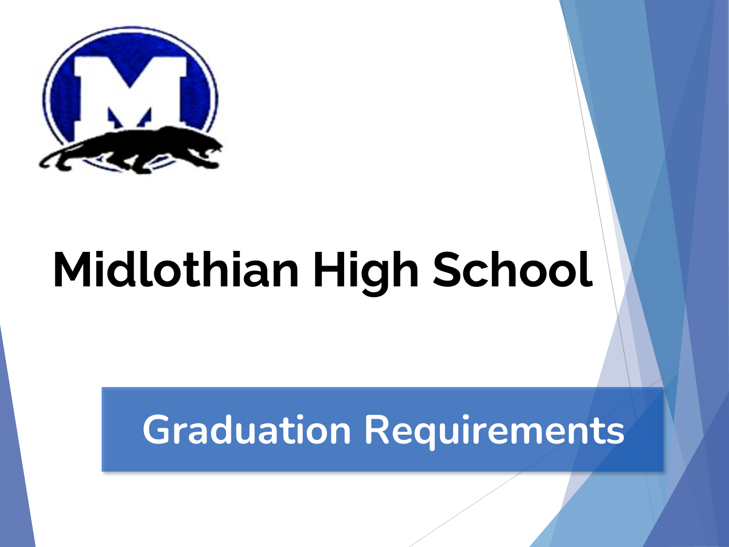# Midlothian High School

## Graduation Requirements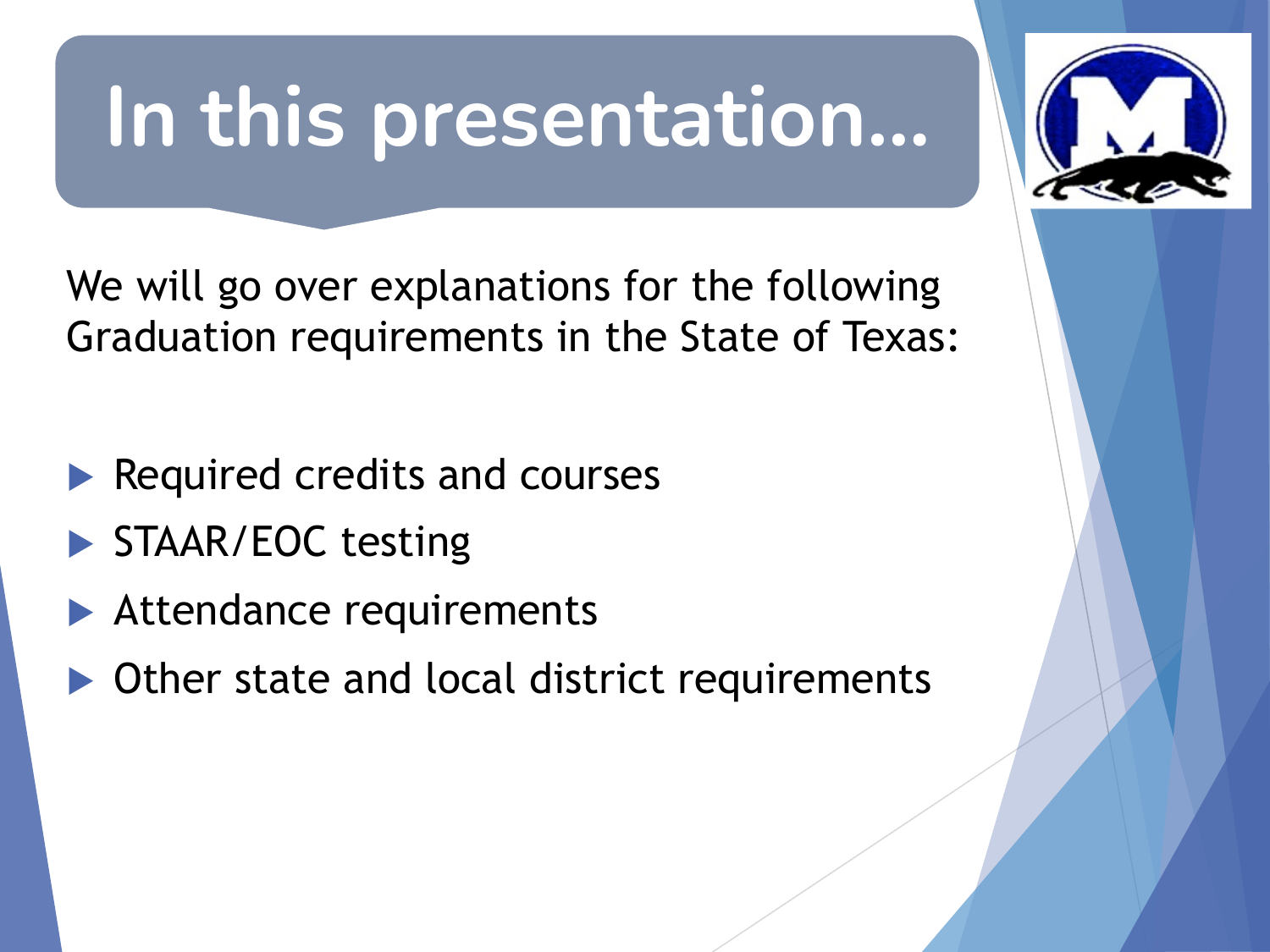# In this presentation...

We will go over explanations for the following Graduation requirements in the State of Texas:

- Required credits and courses
- STAAR/EOC testing
- Attendance requirements
- Other state and local district requirements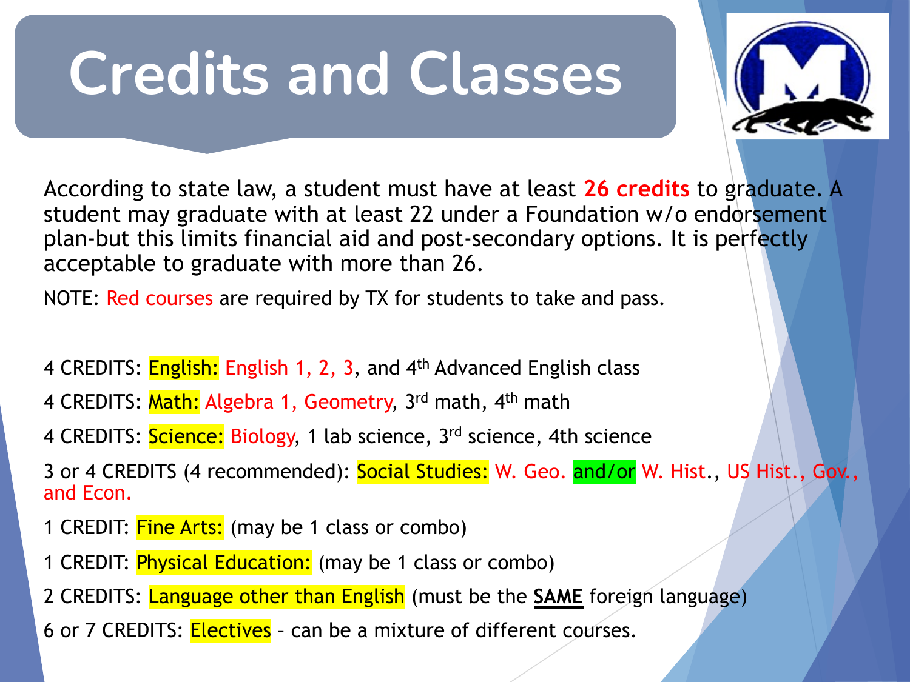# Credits and Classes

According to state law, a student must have at least **26 credits** to graduate. A student may graduate with at least 22 under a Foundation w/o endorsement plan-but this limits financial aid and post-secondary options. It is perfectly acceptable to graduate with more than 26.

NOTE: Red courses are required by TX for students to take and pass.

4 CREDITS: English: English 1, 2, 3, and 4th Advanced English class

4 CREDITS: Math: Algebra 1, Geometry, 3rd math, 4th math

4 CREDITS: Science: Biology, 1 lab science, 3rd science, 4th science

3 or 4 CREDITS (4 recommended): Social Studies: W. Geo. and/or W. Hist., US Hist., Gov., and Econ.

1 CREDIT: Fine Arts: (may be 1 class or combo)

1 CREDIT: Physical Education: (may be 1 class or combo)

2 CREDITS: Language other than English (must be the **SAME** foreign language)

6 or 7 CREDITS: Electives – can be a mixture of different courses.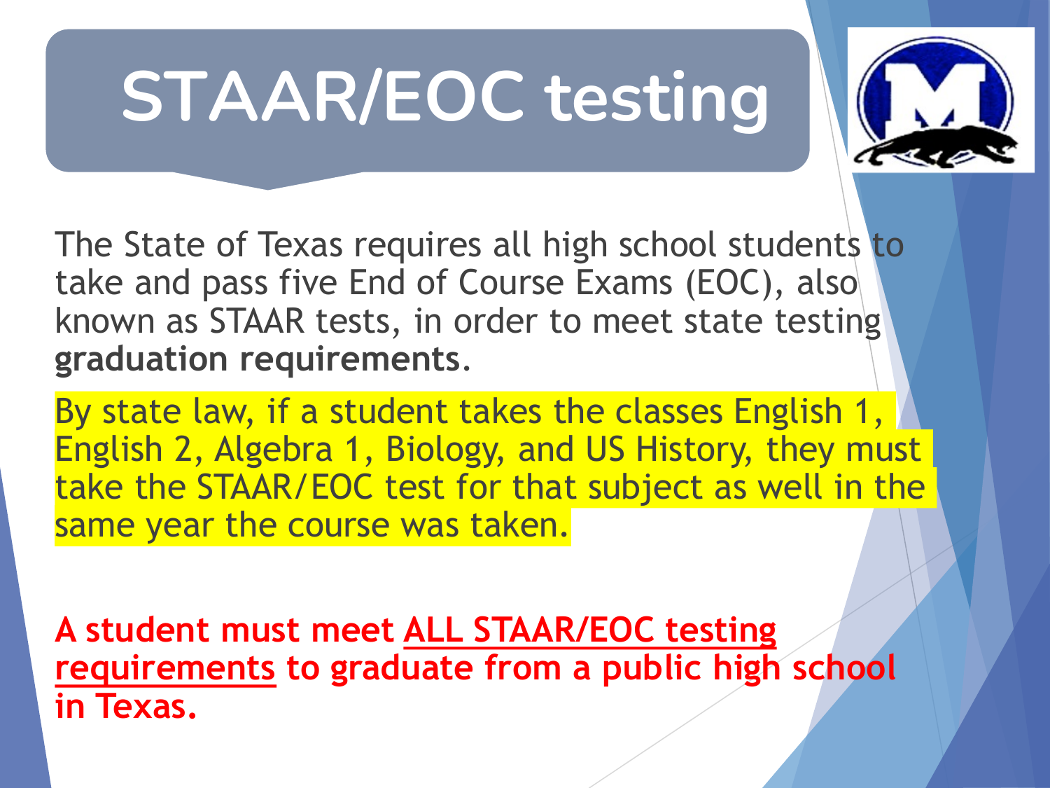# STAAR/EOC testing

The State of Texas requires all high school students to take and pass five End of Course Exams (EOC), also known as STAAR tests, in order to meet state testing **graduation requirements**.

By state law, if a student takes the classes English 1, English 2, Algebra 1, Biology, and US History, they must take the STAAR/EOC test for that subject as well in the same year the course was taken.

**A student must meet ALL STAAR/EOC testing requirements to graduate from a public high school in Texas.**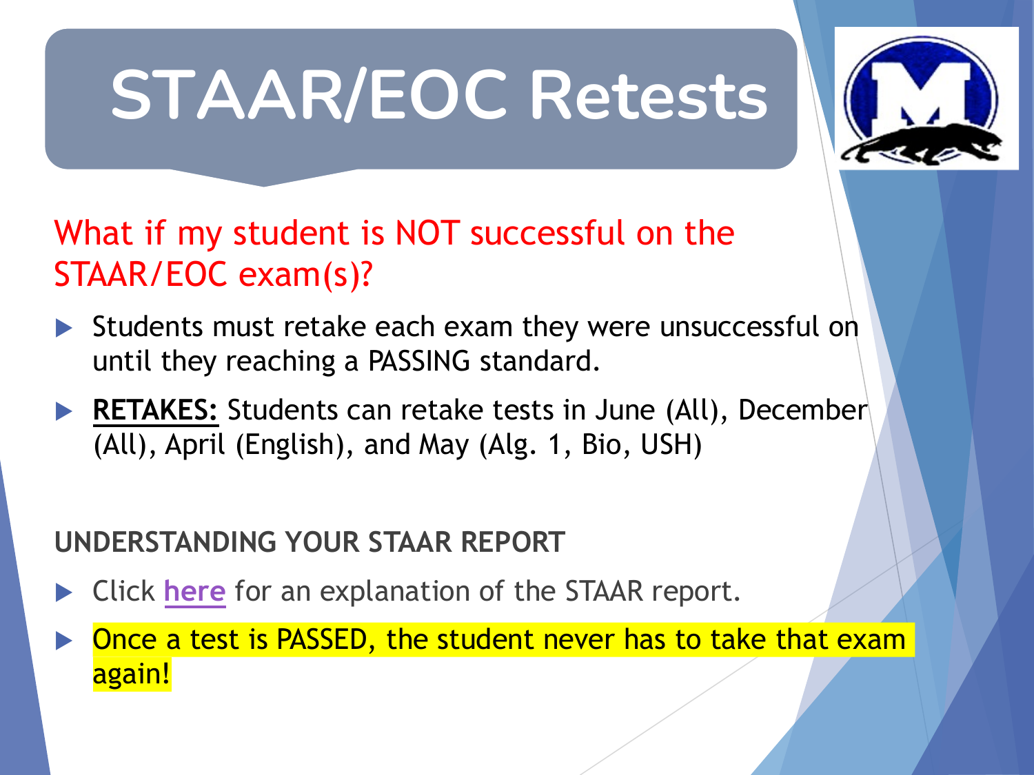# STAAR/EOC Retests

What if my student is NOT successful on the STAAR/EOC exam(s)?

- Students must retake each exam they were unsuccessful on until they reaching a PASSING standard.
- **RETAKES:** Students can retake tests in June (All), December (All), April (English), and May (Alg. 1, Bio, USH)

**UNDERSTANDING YOUR STAAR REPORT**

- Click here for an explanation of the STAAR report.
- Once a test is PASSED, the student never has to take that exam again!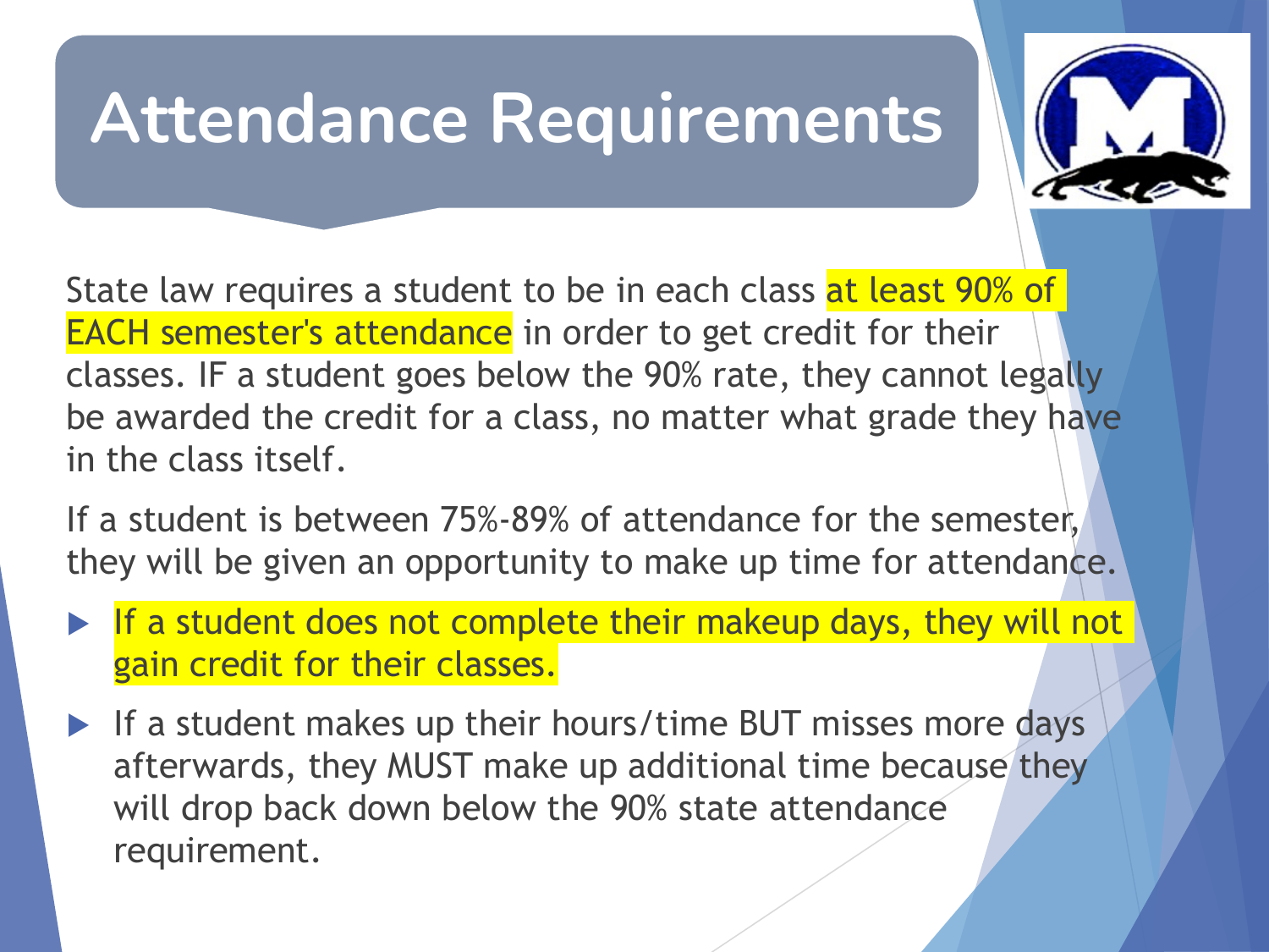# Attendance Requirements

State law requires a student to be in each class at least 90% of EACH semester's attendance in order to get credit for their classes. IF a student goes below the 90% rate, they cannot legally be awarded the credit for a class, no matter what grade they have in the class itself.

If a student is between 75%-89% of attendance for the semester, they will be given an opportunity to make up time for attendance.

- If a student does not complete their makeup days, they will not gain credit for their classes.
- If a student makes up their hours/time BUT misses more days afterwards, they MUST make up additional time because they will drop back down below the 90% state attendance requirement.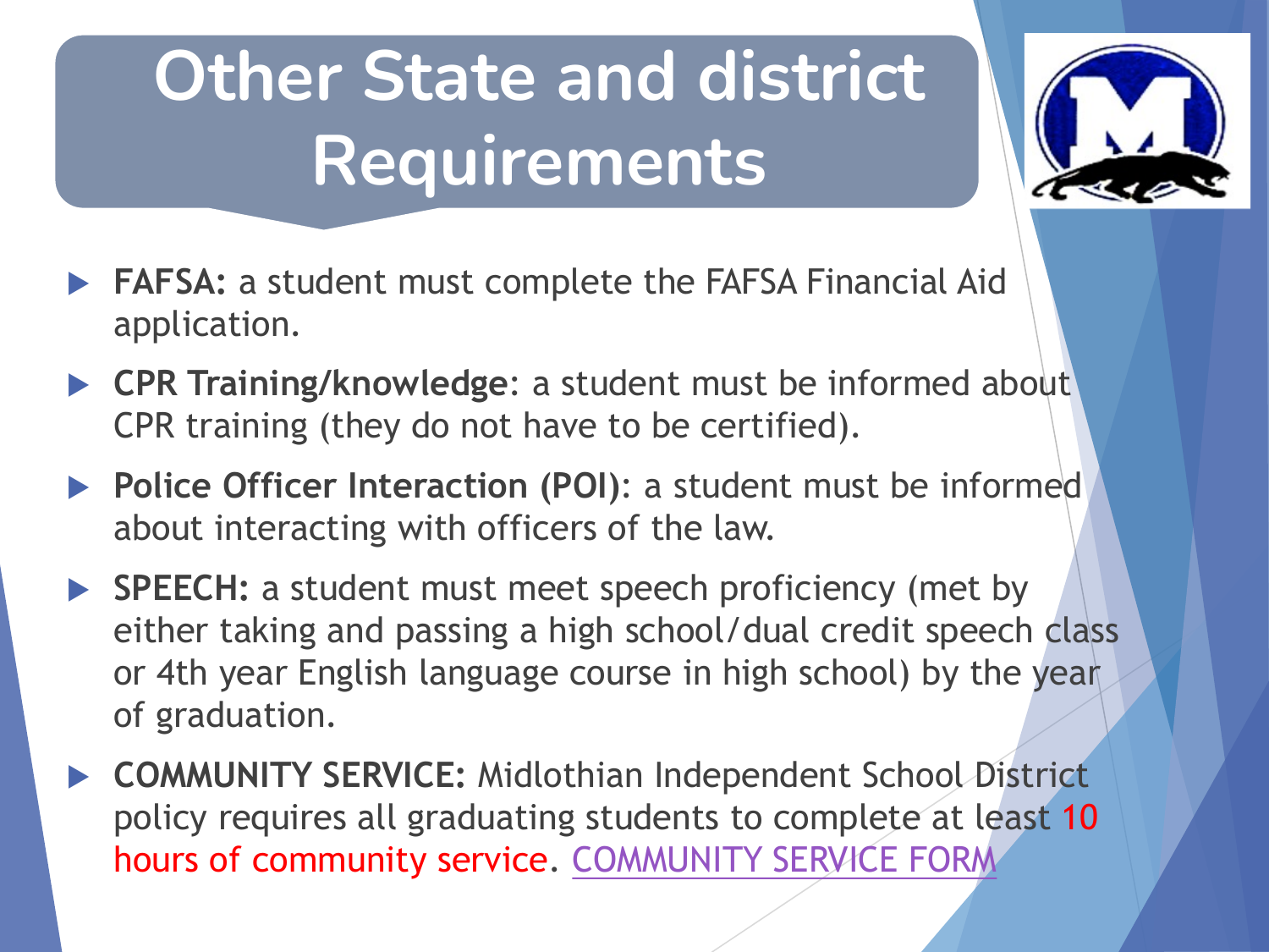# Other State and district Requirements

- **FAFSA:** a student must complete the FAFSA Financial Aid application.
- **CPR Training/knowledge**: a student must be informed about CPR training (they do not have to be certified).
- **Police Officer Interaction (POI)**: a student must be informed about interacting with officers of the law.
- **SPEECH:** a student must meet speech proficiency (met by either taking and passing a high school/dual credit speech class or 4th year English language course in high school) by the year of graduation.
- **COMMUNITY SERVICE:** Midlothian Independent School District policy requires all graduating students to complete at least 10 hours of community service. COMMUNITY SERVICE FORM